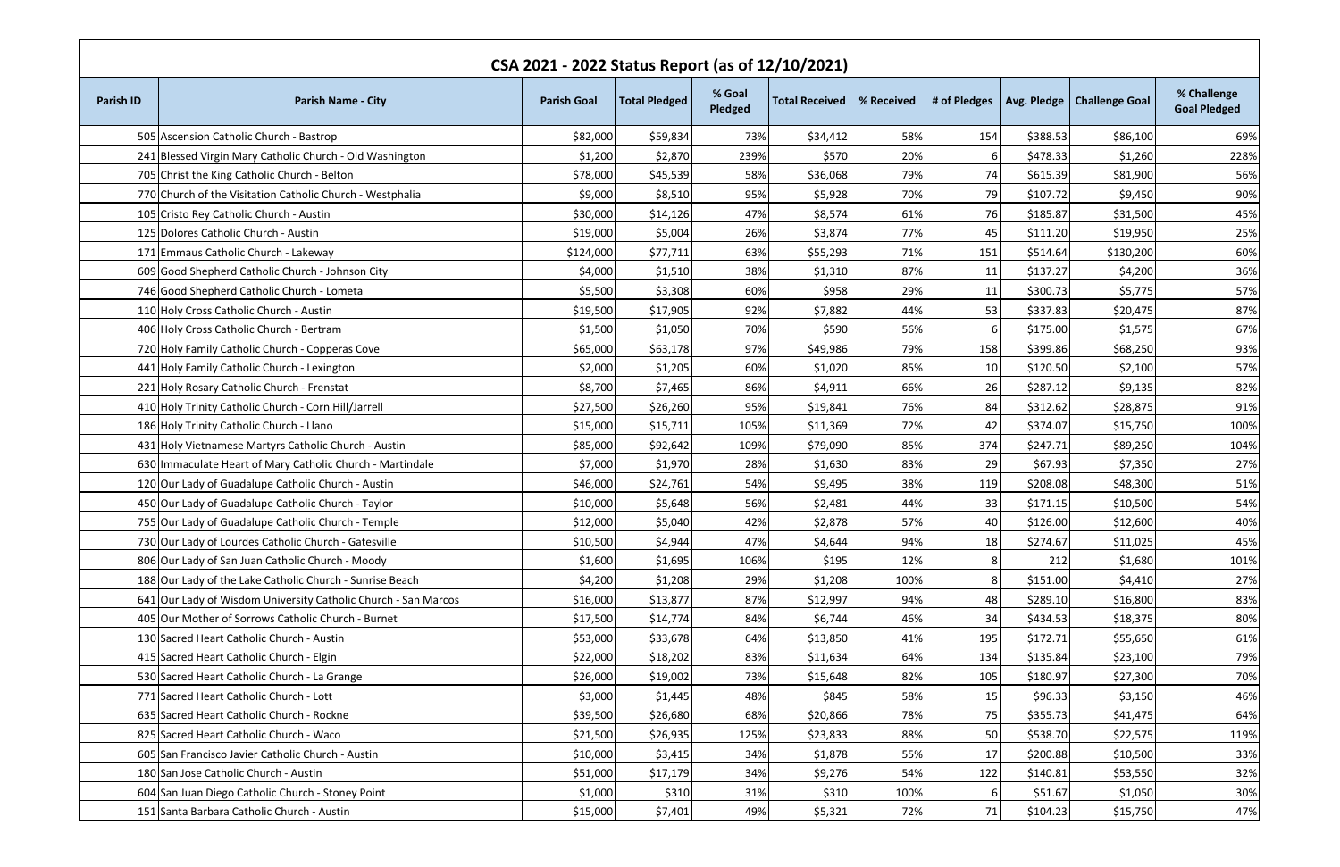# CSA 2021 - 2022 Status Report (as of 12/10/2021)

| Parish ID | Parish Name - City | Parish Goal | Total Pledged | % Goal Pledged | Total Received | % Received | # of Pledges | Avg. Pledge | Challenge Goal | % Challenge Goal Pledged |
|---|---|---|---|---|---|---|---|---|---|---|
| 505 | Ascension Catholic Church - Bastrop | $82,000 | $59,834 | 73% | $34,412 | 58% | 154 | $388.53 | $86,100 | 69% |
| 241 | Blessed Virgin Mary Catholic Church - Old Washington | $1,200 | $2,870 | 239% | $570 | 20% | 6 | $478.33 | $1,260 | 228% |
| 705 | Christ the King Catholic Church - Belton | $78,000 | $45,539 | 58% | $36,068 | 79% | 74 | $615.39 | $81,900 | 56% |
| 770 | Church of the Visitation Catholic Church - Westphalia | $9,000 | $8,510 | 95% | $5,928 | 70% | 79 | $107.72 | $9,450 | 90% |
| 105 | Cristo Rey Catholic Church - Austin | $30,000 | $14,126 | 47% | $8,574 | 61% | 76 | $185.87 | $31,500 | 45% |
| 125 | Dolores Catholic Church - Austin | $19,000 | $5,004 | 26% | $3,874 | 77% | 45 | $111.20 | $19,950 | 25% |
| 171 | Emmaus Catholic Church - Lakeway | $124,000 | $77,711 | 63% | $55,293 | 71% | 151 | $514.64 | $130,200 | 60% |
| 609 | Good Shepherd Catholic Church - Johnson City | $4,000 | $1,510 | 38% | $1,310 | 87% | 11 | $137.27 | $4,200 | 36% |
| 746 | Good Shepherd Catholic Church - Lometa | $5,500 | $3,308 | 60% | $958 | 29% | 11 | $300.73 | $5,775 | 57% |
| 110 | Holy Cross Catholic Church - Austin | $19,500 | $17,905 | 92% | $7,882 | 44% | 53 | $337.83 | $20,475 | 87% |
| 406 | Holy Cross Catholic Church - Bertram | $1,500 | $1,050 | 70% | $590 | 56% | 6 | $175.00 | $1,575 | 67% |
| 720 | Holy Family Catholic Church - Copperas Cove | $65,000 | $63,178 | 97% | $49,986 | 79% | 158 | $399.86 | $68,250 | 93% |
| 441 | Holy Family Catholic Church - Lexington | $2,000 | $1,205 | 60% | $1,020 | 85% | 10 | $120.50 | $2,100 | 57% |
| 221 | Holy Rosary Catholic Church - Frenstat | $8,700 | $7,465 | 86% | $4,911 | 66% | 26 | $287.12 | $9,135 | 82% |
| 410 | Holy Trinity Catholic Church - Corn Hill/Jarrell | $27,500 | $26,260 | 95% | $19,841 | 76% | 84 | $312.62 | $28,875 | 91% |
| 186 | Holy Trinity Catholic Church - Llano | $15,000 | $15,711 | 105% | $11,369 | 72% | 42 | $374.07 | $15,750 | 100% |
| 431 | Holy Vietnamese Martyrs Catholic Church - Austin | $85,000 | $92,642 | 109% | $79,090 | 85% | 374 | $247.71 | $89,250 | 104% |
| 630 | Immaculate Heart of Mary Catholic Church - Martindale | $7,000 | $1,970 | 28% | $1,630 | 83% | 29 | $67.93 | $7,350 | 27% |
| 120 | Our Lady of Guadalupe Catholic Church - Austin | $46,000 | $24,761 | 54% | $9,495 | 38% | 119 | $208.08 | $48,300 | 51% |
| 450 | Our Lady of Guadalupe Catholic Church - Taylor | $10,000 | $5,648 | 56% | $2,481 | 44% | 33 | $171.15 | $10,500 | 54% |
| 755 | Our Lady of Guadalupe Catholic Church - Temple | $12,000 | $5,040 | 42% | $2,878 | 57% | 40 | $126.00 | $12,600 | 40% |
| 730 | Our Lady of Lourdes Catholic Church - Gatesville | $10,500 | $4,944 | 47% | $4,644 | 94% | 18 | $274.67 | $11,025 | 45% |
| 806 | Our Lady of San Juan Catholic Church - Moody | $1,600 | $1,695 | 106% | $195 | 12% | 8 | 212 | $1,680 | 101% |
| 188 | Our Lady of the Lake Catholic Church - Sunrise Beach | $4,200 | $1,208 | 29% | $1,208 | 100% | 8 | $151.00 | $4,410 | 27% |
| 641 | Our Lady of Wisdom University Catholic Church - San Marcos | $16,000 | $13,877 | 87% | $12,997 | 94% | 48 | $289.10 | $16,800 | 83% |
| 405 | Our Mother of Sorrows Catholic Church - Burnet | $17,500 | $14,774 | 84% | $6,744 | 46% | 34 | $434.53 | $18,375 | 80% |
| 130 | Sacred Heart Catholic Church - Austin | $53,000 | $33,678 | 64% | $13,850 | 41% | 195 | $172.71 | $55,650 | 61% |
| 415 | Sacred Heart Catholic Church - Elgin | $22,000 | $18,202 | 83% | $11,634 | 64% | 134 | $135.84 | $23,100 | 79% |
| 530 | Sacred Heart Catholic Church - La Grange | $26,000 | $19,002 | 73% | $15,648 | 82% | 105 | $180.97 | $27,300 | 70% |
| 771 | Sacred Heart Catholic Church - Lott | $3,000 | $1,445 | 48% | $845 | 58% | 15 | $96.33 | $3,150 | 46% |
| 635 | Sacred Heart Catholic Church - Rockne | $39,500 | $26,680 | 68% | $20,866 | 78% | 75 | $355.73 | $41,475 | 64% |
| 825 | Sacred Heart Catholic Church - Waco | $21,500 | $26,935 | 125% | $23,833 | 88% | 50 | $538.70 | $22,575 | 119% |
| 605 | San Francisco Javier Catholic Church - Austin | $10,000 | $3,415 | 34% | $1,878 | 55% | 17 | $200.88 | $10,500 | 33% |
| 180 | San Jose Catholic Church - Austin | $51,000 | $17,179 | 34% | $9,276 | 54% | 122 | $140.81 | $53,550 | 32% |
| 604 | San Juan Diego Catholic Church - Stoney Point | $1,000 | $310 | 31% | $310 | 100% | 6 | $51.67 | $1,050 | 30% |
| 151 | Santa Barbara Catholic Church - Austin | $15,000 | $7,401 | 49% | $5,321 | 72% | 71 | $104.23 | $15,750 | 47% |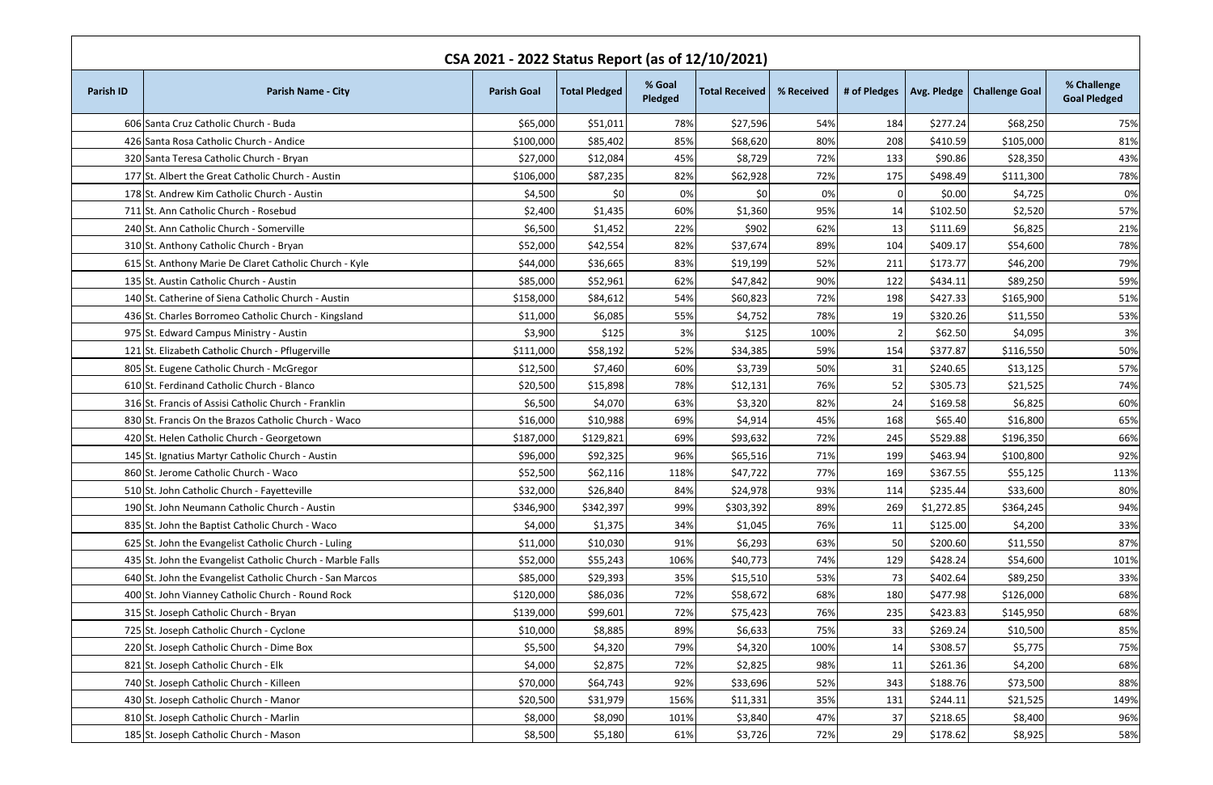# CSA 2021 - 2022 Status Report (as of 12/10/2021)

| Parish ID | Parish Name - City | Parish Goal | Total Pledged | % Goal Pledged | Total Received | % Received | # of Pledges | Avg. Pledge | Challenge Goal | % Challenge Goal Pledged |
|---|---|---|---|---|---|---|---|---|---|---|
| 606 | Santa Cruz Catholic Church - Buda | $65,000 | $51,011 | 78% | $27,596 | 54% | 184 | $277.24 | $68,250 | 75% |
| 426 | Santa Rosa Catholic Church - Andice | $100,000 | $85,402 | 85% | $68,620 | 80% | 208 | $410.59 | $105,000 | 81% |
| 320 | Santa Teresa Catholic Church - Bryan | $27,000 | $12,084 | 45% | $8,729 | 72% | 133 | $90.86 | $28,350 | 43% |
| 177 | St. Albert the Great Catholic Church - Austin | $106,000 | $87,235 | 82% | $62,928 | 72% | 175 | $498.49 | $111,300 | 78% |
| 178 | St. Andrew Kim Catholic Church - Austin | $4,500 | $0 | 0% | $0 | 0% | 0 | $0.00 | $4,725 | 0% |
| 711 | St. Ann Catholic Church - Rosebud | $2,400 | $1,435 | 60% | $1,360 | 95% | 14 | $102.50 | $2,520 | 57% |
| 240 | St. Ann Catholic Church - Somerville | $6,500 | $1,452 | 22% | $902 | 62% | 13 | $111.69 | $6,825 | 21% |
| 310 | St. Anthony Catholic Church - Bryan | $52,000 | $42,554 | 82% | $37,674 | 89% | 104 | $409.17 | $54,600 | 78% |
| 615 | St. Anthony Marie De Claret Catholic Church - Kyle | $44,000 | $36,665 | 83% | $19,199 | 52% | 211 | $173.77 | $46,200 | 79% |
| 135 | St. Austin Catholic Church - Austin | $85,000 | $52,961 | 62% | $47,842 | 90% | 122 | $434.11 | $89,250 | 59% |
| 140 | St. Catherine of Siena Catholic Church - Austin | $158,000 | $84,612 | 54% | $60,823 | 72% | 198 | $427.33 | $165,900 | 51% |
| 436 | St. Charles Borromeo Catholic Church - Kingsland | $11,000 | $6,085 | 55% | $4,752 | 78% | 19 | $320.26 | $11,550 | 53% |
| 975 | St. Edward Campus Ministry - Austin | $3,900 | $125 | 3% | $125 | 100% | 2 | $62.50 | $4,095 | 3% |
| 121 | St. Elizabeth Catholic Church - Pflugerville | $111,000 | $58,192 | 52% | $34,385 | 59% | 154 | $377.87 | $116,550 | 50% |
| 805 | St. Eugene Catholic Church - McGregor | $12,500 | $7,460 | 60% | $3,739 | 50% | 31 | $240.65 | $13,125 | 57% |
| 610 | St. Ferdinand Catholic Church - Blanco | $20,500 | $15,898 | 78% | $12,131 | 76% | 52 | $305.73 | $21,525 | 74% |
| 316 | St. Francis of Assisi Catholic Church - Franklin | $6,500 | $4,070 | 63% | $3,320 | 82% | 24 | $169.58 | $6,825 | 60% |
| 830 | St. Francis On the Brazos Catholic Church - Waco | $16,000 | $10,988 | 69% | $4,914 | 45% | 168 | $65.40 | $16,800 | 65% |
| 420 | St. Helen Catholic Church - Georgetown | $187,000 | $129,821 | 69% | $93,632 | 72% | 245 | $529.88 | $196,350 | 66% |
| 145 | St. Ignatius Martyr Catholic Church - Austin | $96,000 | $92,325 | 96% | $65,516 | 71% | 199 | $463.94 | $100,800 | 92% |
| 860 | St. Jerome Catholic Church - Waco | $52,500 | $62,116 | 118% | $47,722 | 77% | 169 | $367.55 | $55,125 | 113% |
| 510 | St. John Catholic Church - Fayetteville | $32,000 | $26,840 | 84% | $24,978 | 93% | 114 | $235.44 | $33,600 | 80% |
| 190 | St. John Neumann Catholic Church - Austin | $346,900 | $342,397 | 99% | $303,392 | 89% | 269 | $1,272.85 | $364,245 | 94% |
| 835 | St. John the Baptist Catholic Church - Waco | $4,000 | $1,375 | 34% | $1,045 | 76% | 11 | $125.00 | $4,200 | 33% |
| 625 | St. John the Evangelist Catholic Church - Luling | $11,000 | $10,030 | 91% | $6,293 | 63% | 50 | $200.60 | $11,550 | 87% |
| 435 | St. John the Evangelist Catholic Church - Marble Falls | $52,000 | $55,243 | 106% | $40,773 | 74% | 129 | $428.24 | $54,600 | 101% |
| 640 | St. John the Evangelist Catholic Church - San Marcos | $85,000 | $29,393 | 35% | $15,510 | 53% | 73 | $402.64 | $89,250 | 33% |
| 400 | St. John Vianney Catholic Church - Round Rock | $120,000 | $86,036 | 72% | $58,672 | 68% | 180 | $477.98 | $126,000 | 68% |
| 315 | St. Joseph Catholic Church - Bryan | $139,000 | $99,601 | 72% | $75,423 | 76% | 235 | $423.83 | $145,950 | 68% |
| 725 | St. Joseph Catholic Church - Cyclone | $10,000 | $8,885 | 89% | $6,633 | 75% | 33 | $269.24 | $10,500 | 85% |
| 220 | St. Joseph Catholic Church - Dime Box | $5,500 | $4,320 | 79% | $4,320 | 100% | 14 | $308.57 | $5,775 | 75% |
| 821 | St. Joseph Catholic Church - Elk | $4,000 | $2,875 | 72% | $2,825 | 98% | 11 | $261.36 | $4,200 | 68% |
| 740 | St. Joseph Catholic Church - Killeen | $70,000 | $64,743 | 92% | $33,696 | 52% | 343 | $188.76 | $73,500 | 88% |
| 430 | St. Joseph Catholic Church - Manor | $20,500 | $31,979 | 156% | $11,331 | 35% | 131 | $244.11 | $21,525 | 149% |
| 810 | St. Joseph Catholic Church - Marlin | $8,000 | $8,090 | 101% | $3,840 | 47% | 37 | $218.65 | $8,400 | 96% |
| 185 | St. Joseph Catholic Church - Mason | $8,500 | $5,180 | 61% | $3,726 | 72% | 29 | $178.62 | $8,925 | 58% |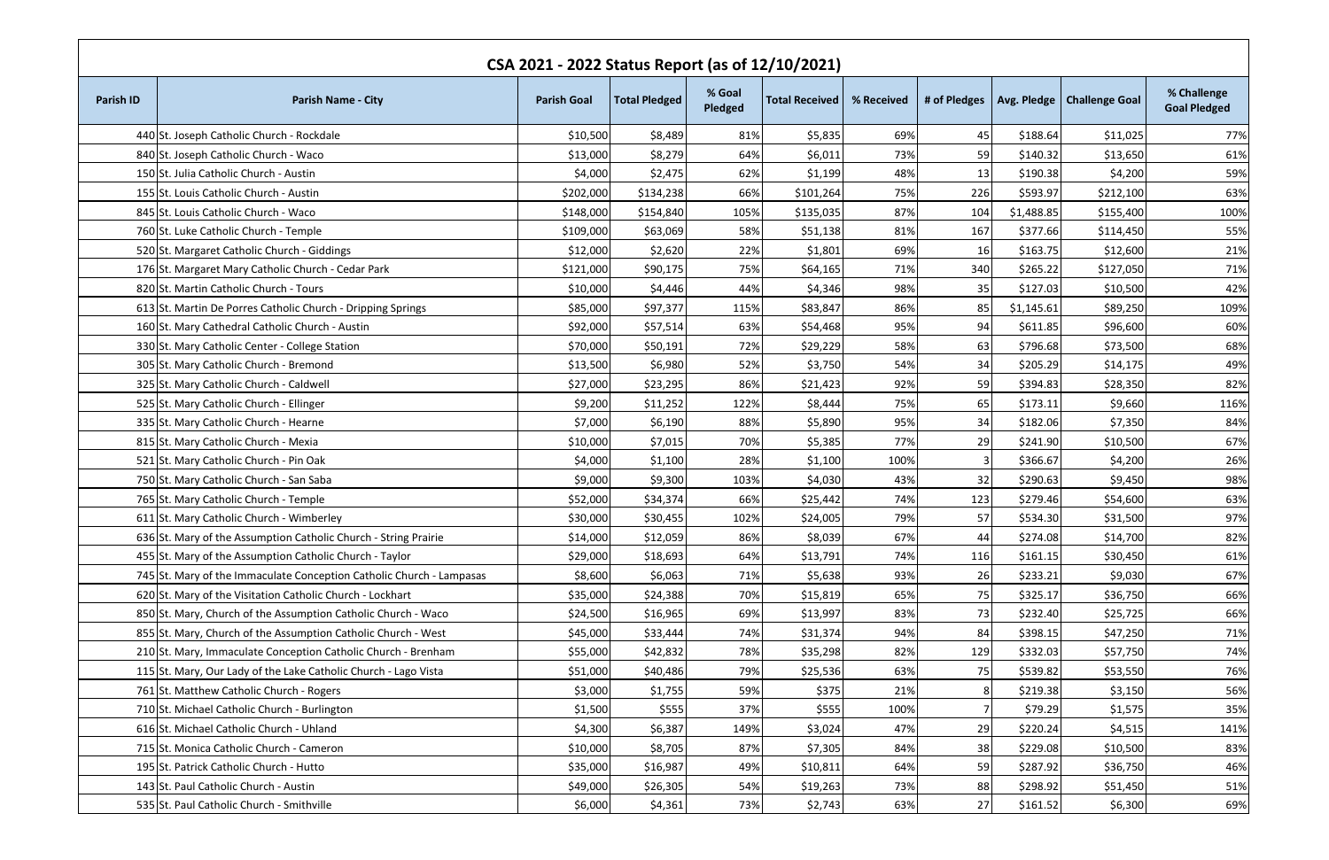| CSA 2021 - 2022 Status Report (as of 12/10/2021) | | | | | | | | | | |
|---|---|---|---|---|---|---|---|---|---|---|
| Parish ID | Parish Name - City | Parish Goal | Total Pledged | % Goal Pledged | Total Received | % Received | # of Pledges | Avg. Pledge | Challenge Goal | % Challenge Goal Pledged |
| 440 | St. Joseph Catholic Church - Rockdale | $10,500 | $8,489 | 81% | $5,835 | 69% | 45 | $188.64 | $11,025 | 77% |
| 840 | St. Joseph Catholic Church - Waco | $13,000 | $8,279 | 64% | $6,011 | 73% | 59 | $140.32 | $13,650 | 61% |
| 150 | St. Julia Catholic Church - Austin | $4,000 | $2,475 | 62% | $1,199 | 48% | 13 | $190.38 | $4,200 | 59% |
| 155 | St. Louis Catholic Church - Austin | $202,000 | $134,238 | 66% | $101,264 | 75% | 226 | $593.97 | $212,100 | 63% |
| 845 | St. Louis Catholic Church - Waco | $148,000 | $154,840 | 105% | $135,035 | 87% | 104 | $1,488.85 | $155,400 | 100% |
| 760 | St. Luke Catholic Church - Temple | $109,000 | $63,069 | 58% | $51,138 | 81% | 167 | $377.66 | $114,450 | 55% |
| 520 | St. Margaret Catholic Church - Giddings | $12,000 | $2,620 | 22% | $1,801 | 69% | 16 | $163.75 | $12,600 | 21% |
| 176 | St. Margaret Mary Catholic Church - Cedar Park | $121,000 | $90,175 | 75% | $64,165 | 71% | 340 | $265.22 | $127,050 | 71% |
| 820 | St. Martin Catholic Church - Tours | $10,000 | $4,446 | 44% | $4,346 | 98% | 35 | $127.03 | $10,500 | 42% |
| 613 | St. Martin De Porres Catholic Church - Dripping Springs | $85,000 | $97,377 | 115% | $83,847 | 86% | 85 | $1,145.61 | $89,250 | 109% |
| 160 | St. Mary Cathedral Catholic Church - Austin | $92,000 | $57,514 | 63% | $54,468 | 95% | 94 | $611.85 | $96,600 | 60% |
| 330 | St. Mary Catholic Center - College Station | $70,000 | $50,191 | 72% | $29,229 | 58% | 63 | $796.68 | $73,500 | 68% |
| 305 | St. Mary Catholic Church - Bremond | $13,500 | $6,980 | 52% | $3,750 | 54% | 34 | $205.29 | $14,175 | 49% |
| 325 | St. Mary Catholic Church - Caldwell | $27,000 | $23,295 | 86% | $21,423 | 92% | 59 | $394.83 | $28,350 | 82% |
| 525 | St. Mary Catholic Church - Ellinger | $9,200 | $11,252 | 122% | $8,444 | 75% | 65 | $173.11 | $9,660 | 116% |
| 335 | St. Mary Catholic Church - Hearne | $7,000 | $6,190 | 88% | $5,890 | 95% | 34 | $182.06 | $7,350 | 84% |
| 815 | St. Mary Catholic Church - Mexia | $10,000 | $7,015 | 70% | $5,385 | 77% | 29 | $241.90 | $10,500 | 67% |
| 521 | St. Mary Catholic Church - Pin Oak | $4,000 | $1,100 | 28% | $1,100 | 100% | 3 | $366.67 | $4,200 | 26% |
| 750 | St. Mary Catholic Church - San Saba | $9,000 | $9,300 | 103% | $4,030 | 43% | 32 | $290.63 | $9,450 | 98% |
| 765 | St. Mary Catholic Church - Temple | $52,000 | $34,374 | 66% | $25,442 | 74% | 123 | $279.46 | $54,600 | 63% |
| 611 | St. Mary Catholic Church - Wimberley | $30,000 | $30,455 | 102% | $24,005 | 79% | 57 | $534.30 | $31,500 | 97% |
| 636 | St. Mary of the Assumption Catholic Church - String Prairie | $14,000 | $12,059 | 86% | $8,039 | 67% | 44 | $274.08 | $14,700 | 82% |
| 455 | St. Mary of the Assumption Catholic Church - Taylor | $29,000 | $18,693 | 64% | $13,791 | 74% | 116 | $161.15 | $30,450 | 61% |
| 745 | St. Mary of the Immaculate Conception Catholic Church - Lampasas | $8,600 | $6,063 | 71% | $5,638 | 93% | 26 | $233.21 | $9,030 | 67% |
| 620 | St. Mary of the Visitation Catholic Church - Lockhart | $35,000 | $24,388 | 70% | $15,819 | 65% | 75 | $325.17 | $36,750 | 66% |
| 850 | St. Mary, Church of the Assumption Catholic Church - Waco | $24,500 | $16,965 | 69% | $13,997 | 83% | 73 | $232.40 | $25,725 | 66% |
| 855 | St. Mary, Church of the Assumption Catholic Church - West | $45,000 | $33,444 | 74% | $31,374 | 94% | 84 | $398.15 | $47,250 | 71% |
| 210 | St. Mary, Immaculate Conception Catholic Church - Brenham | $55,000 | $42,832 | 78% | $35,298 | 82% | 129 | $332.03 | $57,750 | 74% |
| 115 | St. Mary, Our Lady of the Lake Catholic Church - Lago Vista | $51,000 | $40,486 | 79% | $25,536 | 63% | 75 | $539.82 | $53,550 | 76% |
| 761 | St. Matthew Catholic Church - Rogers | $3,000 | $1,755 | 59% | $375 | 21% | 8 | $219.38 | $3,150 | 56% |
| 710 | St. Michael Catholic Church - Burlington | $1,500 | $555 | 37% | $555 | 100% | 7 | $79.29 | $1,575 | 35% |
| 616 | St. Michael Catholic Church - Uhland | $4,300 | $6,387 | 149% | $3,024 | 47% | 29 | $220.24 | $4,515 | 141% |
| 715 | St. Monica Catholic Church - Cameron | $10,000 | $8,705 | 87% | $7,305 | 84% | 38 | $229.08 | $10,500 | 83% |
| 195 | St. Patrick Catholic Church - Hutto | $35,000 | $16,987 | 49% | $10,811 | 64% | 59 | $287.92 | $36,750 | 46% |
| 143 | St. Paul Catholic Church - Austin | $49,000 | $26,305 | 54% | $19,263 | 73% | 88 | $298.92 | $51,450 | 51% |
| 535 | St. Paul Catholic Church - Smithville | $6,000 | $4,361 | 73% | $2,743 | 63% | 27 | $161.52 | $6,300 | 69% |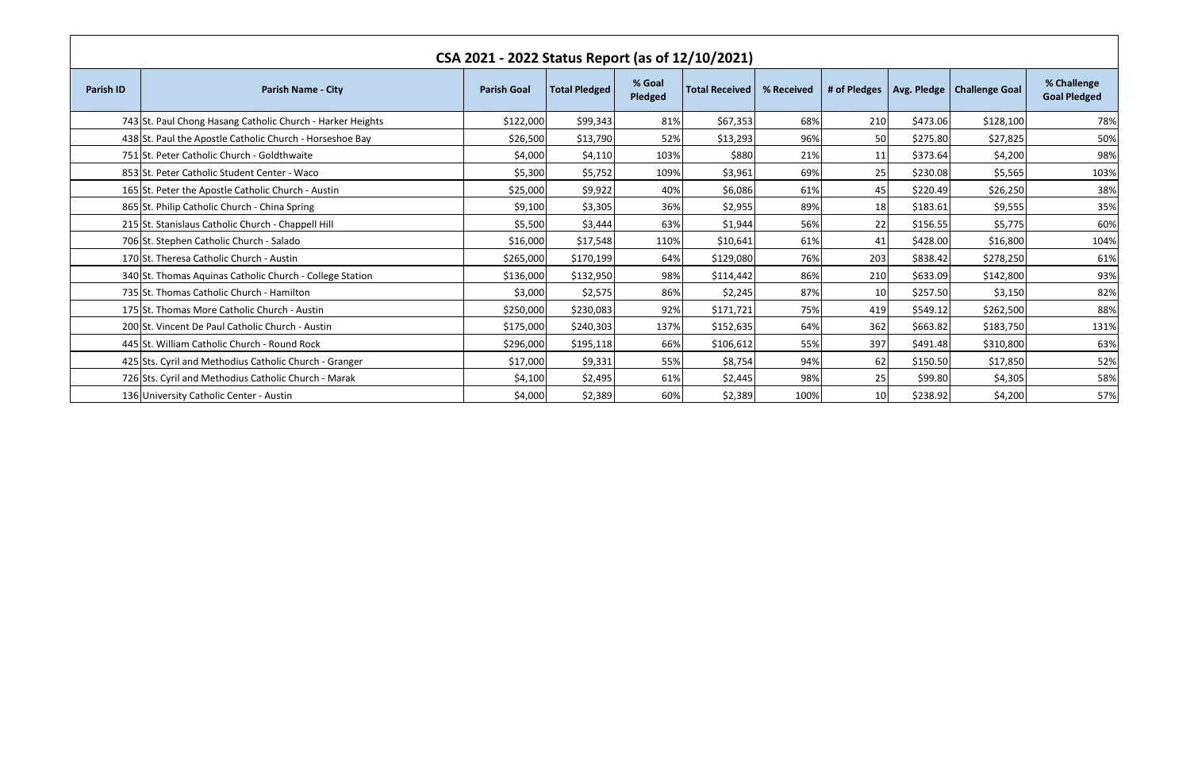## CSA 2021 - 2022 Status Report (as of 12/10/2021)

| Parish ID | Parish Name - City | Parish Goal | Total Pledged | % Goal Pledged | Total Received | % Received | # of Pledges | Avg. Pledge | Challenge Goal | % Challenge Goal Pledged |
|---|---|---|---|---|---|---|---|---|---|---|
| 743 | St. Paul Chong Hasang Catholic Church - Harker Heights | $122,000 | $99,343 | 81% | $67,353 | 68% | 210 | $473.06 | $128,100 | 78% |
| 438 | St. Paul the Apostle Catholic Church - Horseshoe Bay | $26,500 | $13,790 | 52% | $13,293 | 96% | 50 | $275.80 | $27,825 | 50% |
| 751 | St. Peter Catholic Church - Goldthwaite | $4,000 | $4,110 | 103% | $880 | 21% | 11 | $373.64 | $4,200 | 98% |
| 853 | St. Peter Catholic Student Center - Waco | $5,300 | $5,752 | 109% | $3,961 | 69% | 25 | $230.08 | $5,565 | 103% |
| 165 | St. Peter the Apostle Catholic Church - Austin | $25,000 | $9,922 | 40% | $6,086 | 61% | 45 | $220.49 | $26,250 | 38% |
| 865 | St. Philip Catholic Church - China Spring | $9,100 | $3,305 | 36% | $2,955 | 89% | 18 | $183.61 | $9,555 | 35% |
| 215 | St. Stanislaus Catholic Church - Chappell Hill | $5,500 | $3,444 | 63% | $1,944 | 56% | 22 | $156.55 | $5,775 | 60% |
| 706 | St. Stephen Catholic Church - Salado | $16,000 | $17,548 | 110% | $10,641 | 61% | 41 | $428.00 | $16,800 | 104% |
| 170 | St. Theresa Catholic Church - Austin | $265,000 | $170,199 | 64% | $129,080 | 76% | 203 | $838.42 | $278,250 | 61% |
| 340 | St. Thomas Aquinas Catholic Church - College Station | $136,000 | $132,950 | 98% | $114,442 | 86% | 210 | $633.09 | $142,800 | 93% |
| 735 | St. Thomas Catholic Church - Hamilton | $3,000 | $2,575 | 86% | $2,245 | 87% | 10 | $257.50 | $3,150 | 82% |
| 175 | St. Thomas More Catholic Church - Austin | $250,000 | $230,083 | 92% | $171,721 | 75% | 419 | $549.12 | $262,500 | 88% |
| 200 | St. Vincent De Paul Catholic Church - Austin | $175,000 | $240,303 | 137% | $152,635 | 64% | 362 | $663.82 | $183,750 | 131% |
| 445 | St. William Catholic Church - Round Rock | $296,000 | $195,118 | 66% | $106,612 | 55% | 397 | $491.48 | $310,800 | 63% |
| 425 | Sts. Cyril and Methodius Catholic Church - Granger | $17,000 | $9,331 | 55% | $8,754 | 94% | 62 | $150.50 | $17,850 | 52% |
| 726 | Sts. Cyril and Methodius Catholic Church - Marak | $4,100 | $2,495 | 61% | $2,445 | 98% | 25 | $99.80 | $4,305 | 58% |
| 136 | University Catholic Center - Austin | $4,000 | $2,389 | 60% | $2,389 | 100% | 10 | $238.92 | $4,200 | 57% |